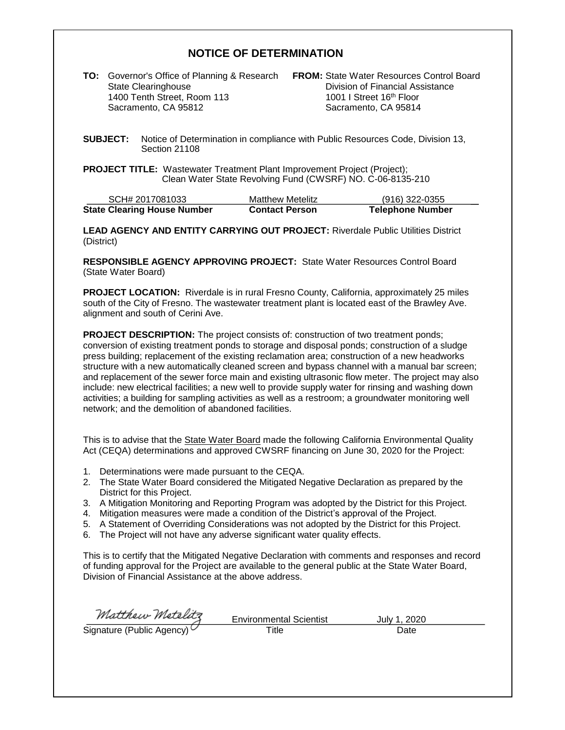# NOTICE OF DETERMINATION

**TO:** Governor's Office of Planning & Research
State Clearinghouse
1400 Tenth Street, Room 113
Sacramento, CA 95812

**FROM:** State Water Resources Control Board
Division of Financial Assistance
1001 I Street 16th Floor
Sacramento, CA 95814

**SUBJECT:** Notice of Determination in compliance with Public Resources Code, Division 13, Section 21108

**PROJECT TITLE:** Wastewater Treatment Plant Improvement Project (Project); Clean Water State Revolving Fund (CWSRF) NO. C-06-8135-210

| SCH# 2017081033 | Matthew Metelitz | (916) 322-0355 |
|---|---|---|
| **State Clearing House Number** | **Contact Person** | **Telephone Number** |

**LEAD AGENCY AND ENTITY CARRYING OUT PROJECT:** Riverdale Public Utilities District (District)

**RESPONSIBLE AGENCY APPROVING PROJECT:** State Water Resources Control Board (State Water Board)

**PROJECT LOCATION:** Riverdale is in rural Fresno County, California, approximately 25 miles south of the City of Fresno. The wastewater treatment plant is located east of the Brawley Ave. alignment and south of Cerini Ave.

**PROJECT DESCRIPTION:** The project consists of: construction of two treatment ponds; conversion of existing treatment ponds to storage and disposal ponds; construction of a sludge press building; replacement of the existing reclamation area; construction of a new headworks structure with a new automatically cleaned screen and bypass channel with a manual bar screen; and replacement of the sewer force main and existing ultrasonic flow meter. The project may also include: new electrical facilities; a new well to provide supply water for rinsing and washing down activities; a building for sampling activities as well as a restroom; a groundwater monitoring well network; and the demolition of abandoned facilities.

This is to advise that the State Water Board made the following California Environmental Quality Act (CEQA) determinations and approved CWSRF financing on June 30, 2020 for the Project:

1. Determinations were made pursuant to the CEQA.
2. The State Water Board considered the Mitigated Negative Declaration as prepared by the District for this Project.
3. A Mitigation Monitoring and Reporting Program was adopted by the District for this Project.
4. Mitigation measures were made a condition of the District's approval of the Project.
5. A Statement of Overriding Considerations was not adopted by the District for this Project.
6. The Project will not have any adverse significant water quality effects.

This is to certify that the Mitigated Negative Declaration with comments and responses and record of funding approval for the Project are available to the general public at the State Water Board, Division of Financial Assistance at the above address.

| *Matthew Metelitz* | Environmental Scientist | July 1, 2020 |
|---|---|---|
| Signature (Public Agency) | Title | Date |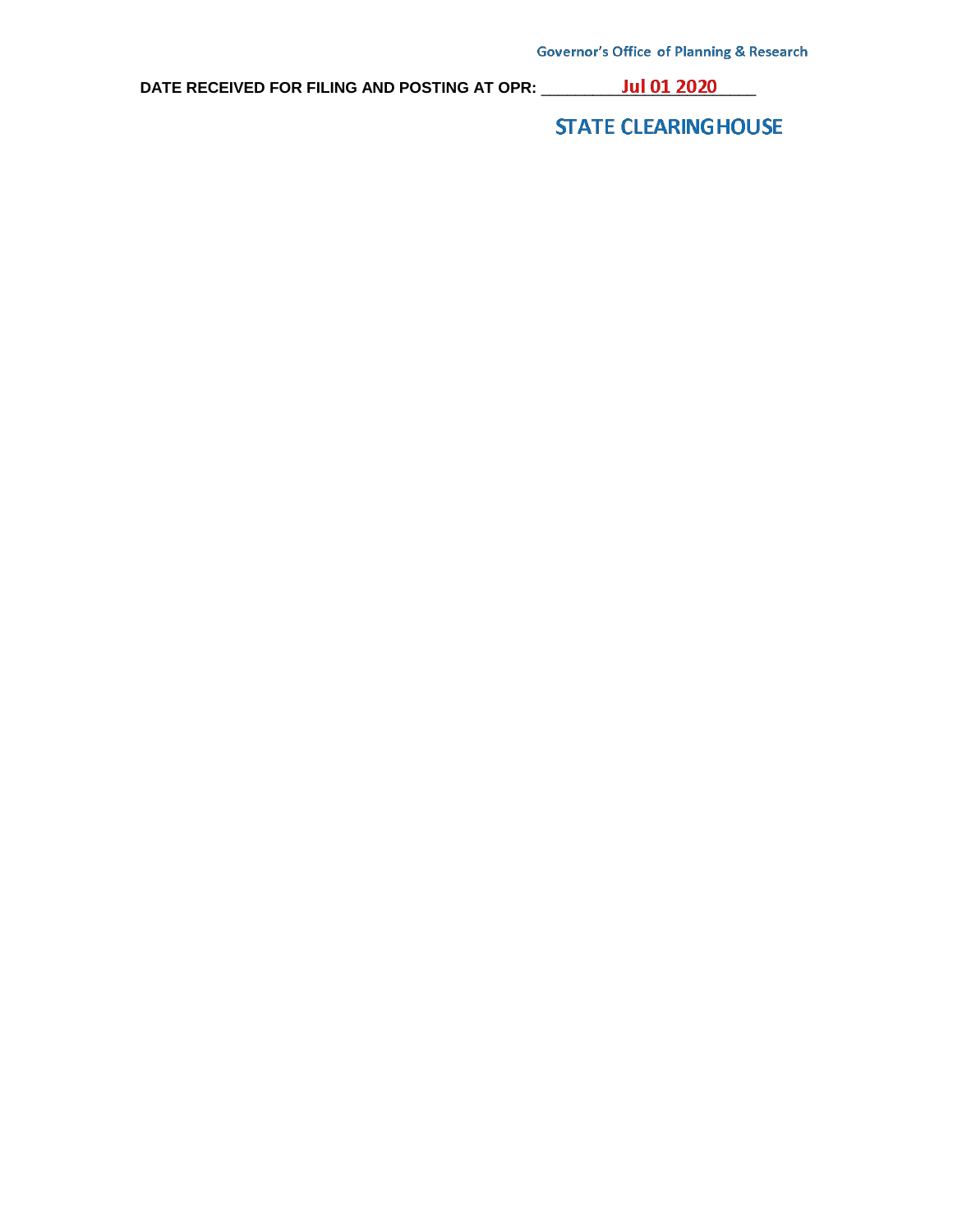Governor's Office of Planning & Research

**DATE RECEIVED FOR FILING AND POSTING AT OPR:** Jul 01 2020

STATE CLEARINGHOUSE